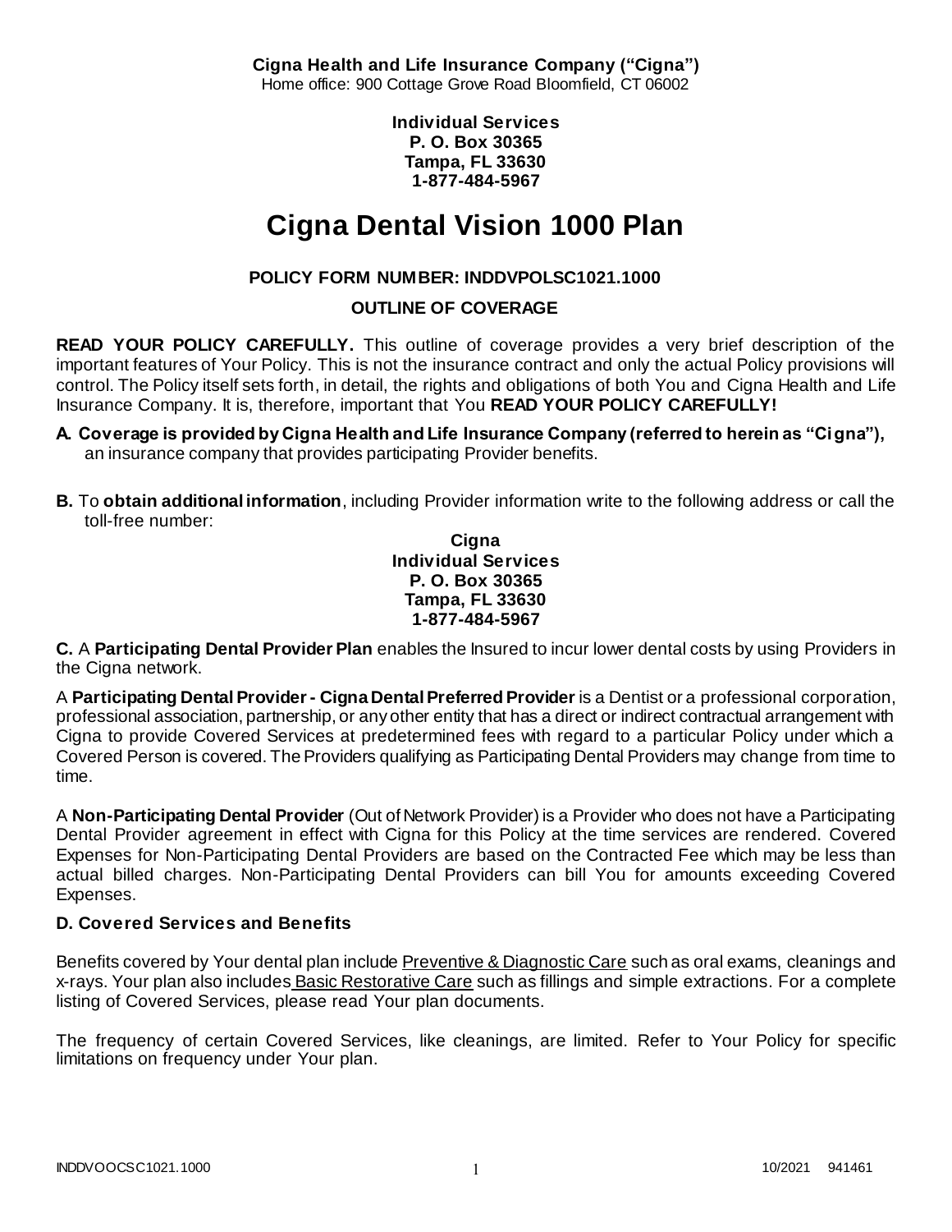**Cigna Health and Life Insurance Company ("Cigna")**
Home office: 900 Cottage Grove Road Bloomfield, CT 06002

**Individual Services**
**P. O. Box 30365**
**Tampa, FL 33630**
**1-877-484-5967**

# Cigna Dental Vision 1000 Plan

**POLICY FORM NUMBER: INDDVPOLSC1021.1000**

**OUTLINE OF COVERAGE**

**READ YOUR POLICY CAREFULLY.** This outline of coverage provides a very brief description of the important features of Your Policy. This is not the insurance contract and only the actual Policy provisions will control. The Policy itself sets forth, in detail, the rights and obligations of both You and Cigna Health and Life Insurance Company. It is, therefore, important that You **READ YOUR POLICY CAREFULLY!**

**A. Coverage is provided by Cigna Health and Life Insurance Company (referred to herein as "Cigna"),** an insurance company that provides participating Provider benefits.

**B.** To **obtain additional information**, including Provider information write to the following address or call the toll-free number:

**Cigna**
**Individual Services**
**P. O. Box 30365**
**Tampa, FL 33630**
**1-877-484-5967**

**C.** A **Participating Dental Provider Plan** enables the Insured to incur lower dental costs by using Providers in the Cigna network.

A **Participating Dental Provider - Cigna Dental Preferred Provider** is a Dentist or a professional corporation, professional association, partnership, or any other entity that has a direct or indirect contractual arrangement with Cigna to provide Covered Services at predetermined fees with regard to a particular Policy under which a Covered Person is covered. The Providers qualifying as Participating Dental Providers may change from time to time.

A **Non-Participating Dental Provider** (Out of Network Provider) is a Provider who does not have a Participating Dental Provider agreement in effect with Cigna for this Policy at the time services are rendered. Covered Expenses for Non-Participating Dental Providers are based on the Contracted Fee which may be less than actual billed charges. Non-Participating Dental Providers can bill You for amounts exceeding Covered Expenses.

### D. Covered Services and Benefits

Benefits covered by Your dental plan include Preventive & Diagnostic Care such as oral exams, cleanings and x-rays. Your plan also includes Basic Restorative Care such as fillings and simple extractions. For a complete listing of Covered Services, please read Your plan documents.

The frequency of certain Covered Services, like cleanings, are limited. Refer to Your Policy for specific limitations on frequency under Your plan.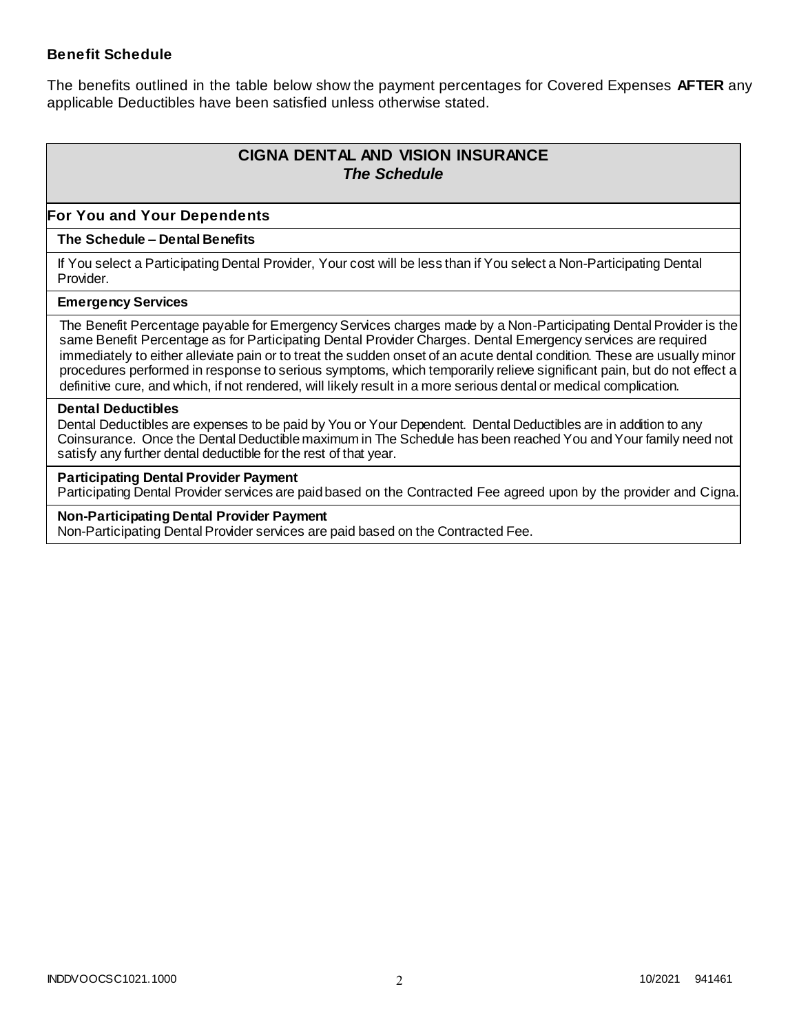**Benefit Schedule**

The benefits outlined in the table below show the payment percentages for Covered Expenses **AFTER** any applicable Deductibles have been satisfied unless otherwise stated.

## CIGNA DENTAL AND VISION INSURANCE
### *The Schedule*

### For You and Your Dependents

**The Schedule – Dental Benefits**

If You select a Participating Dental Provider, Your cost will be less than if You select a Non-Participating Dental Provider.

**Emergency Services**

The Benefit Percentage payable for Emergency Services charges made by a Non-Participating Dental Provider is the same Benefit Percentage as for Participating Dental Provider Charges. Dental Emergency services are required immediately to either alleviate pain or to treat the sudden onset of an acute dental condition. These are usually minor procedures performed in response to serious symptoms, which temporarily relieve significant pain, but do not effect a definitive cure, and which, if not rendered, will likely result in a more serious dental or medical complication.

**Dental Deductibles**

Dental Deductibles are expenses to be paid by You or Your Dependent. Dental Deductibles are in addition to any Coinsurance. Once the Dental Deductible maximum in The Schedule has been reached You and Your family need not satisfy any further dental deductible for the rest of that year.

**Participating Dental Provider Payment**

Participating Dental Provider services are paid based on the Contracted Fee agreed upon by the provider and Cigna.

**Non-Participating Dental Provider Payment**

Non-Participating Dental Provider services are paid based on the Contracted Fee.

INDDVOOCSC1021.1000 10/2021 941461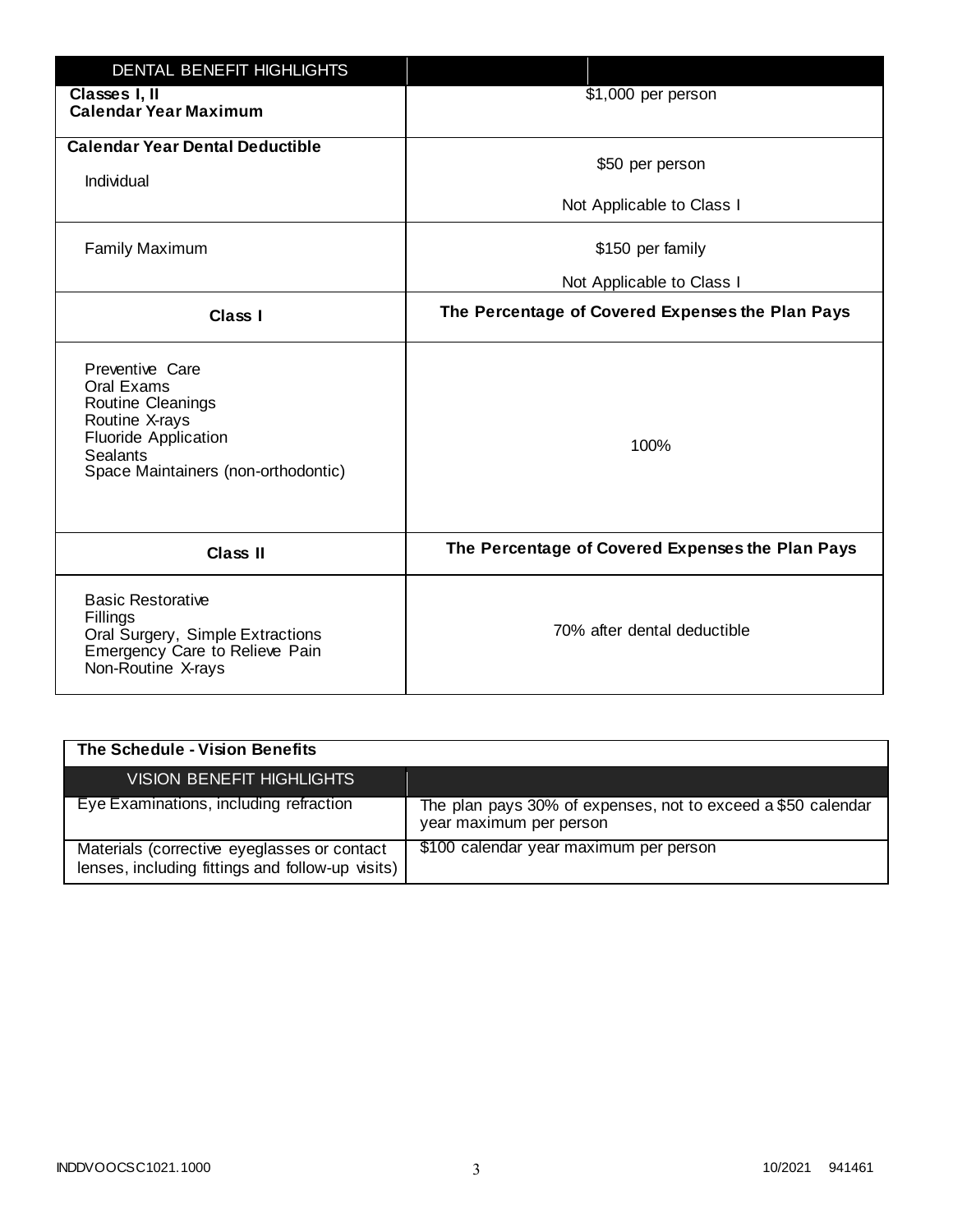| DENTAL BENEFIT HIGHLIGHTS | |
|---|---|
| **Classes I, II**<br>**Calendar Year Maximum** | $1,000 per person |
| **Calendar Year Dental Deductible**<br>Individual | $50 per person<br>Not Applicable to Class I |
| Family Maximum | $150 per family<br>Not Applicable to Class I |
| **Class I** | **The Percentage of Covered Expenses the Plan Pays** |
| Preventive Care<br>Oral Exams<br>Routine Cleanings<br>Routine X-rays<br>Fluoride Application<br>Sealants<br>Space Maintainers (non-orthodontic) | 100% |
| **Class II** | **The Percentage of Covered Expenses the Plan Pays** |
| Basic Restorative<br>Fillings<br>Oral Surgery, Simple Extractions<br>Emergency Care to Relieve Pain<br>Non-Routine X-rays | 70% after dental deductible |

**The Schedule - Vision Benefits**

| VISION BENEFIT HIGHLIGHTS | |
|---|---|
| Eye Examinations, including refraction | The plan pays 30% of expenses, not to exceed a $50 calendar year maximum per person |
| Materials (corrective eyeglasses or contact lenses, including fittings and follow-up visits) | $100 calendar year maximum per person |

INDDVOOCSC1021.1000 10/2021 941461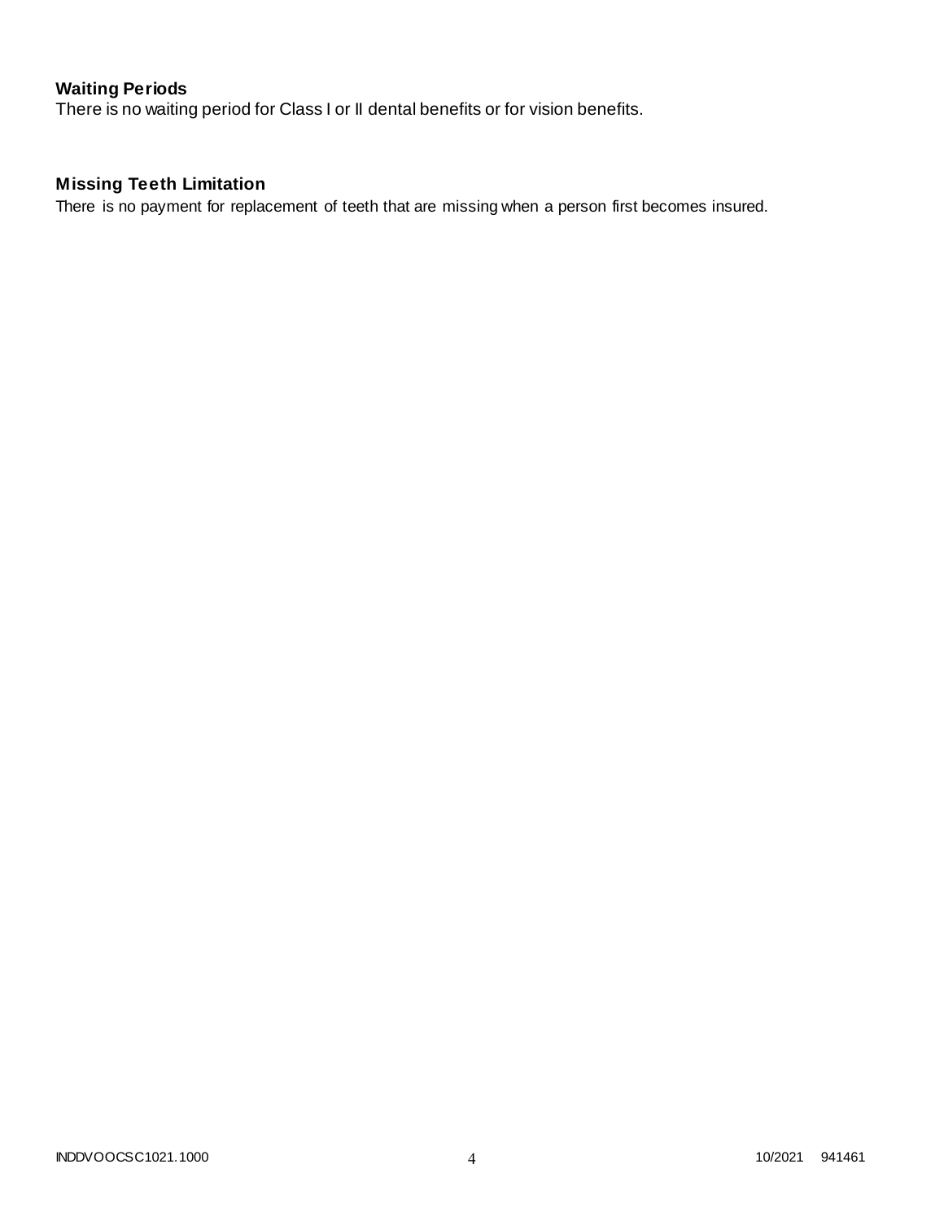### Waiting Periods

There is no waiting period for Class I or II dental benefits or for vision benefits.

### Missing Teeth Limitation

There is no payment for replacement of teeth that are missing when a person first becomes insured.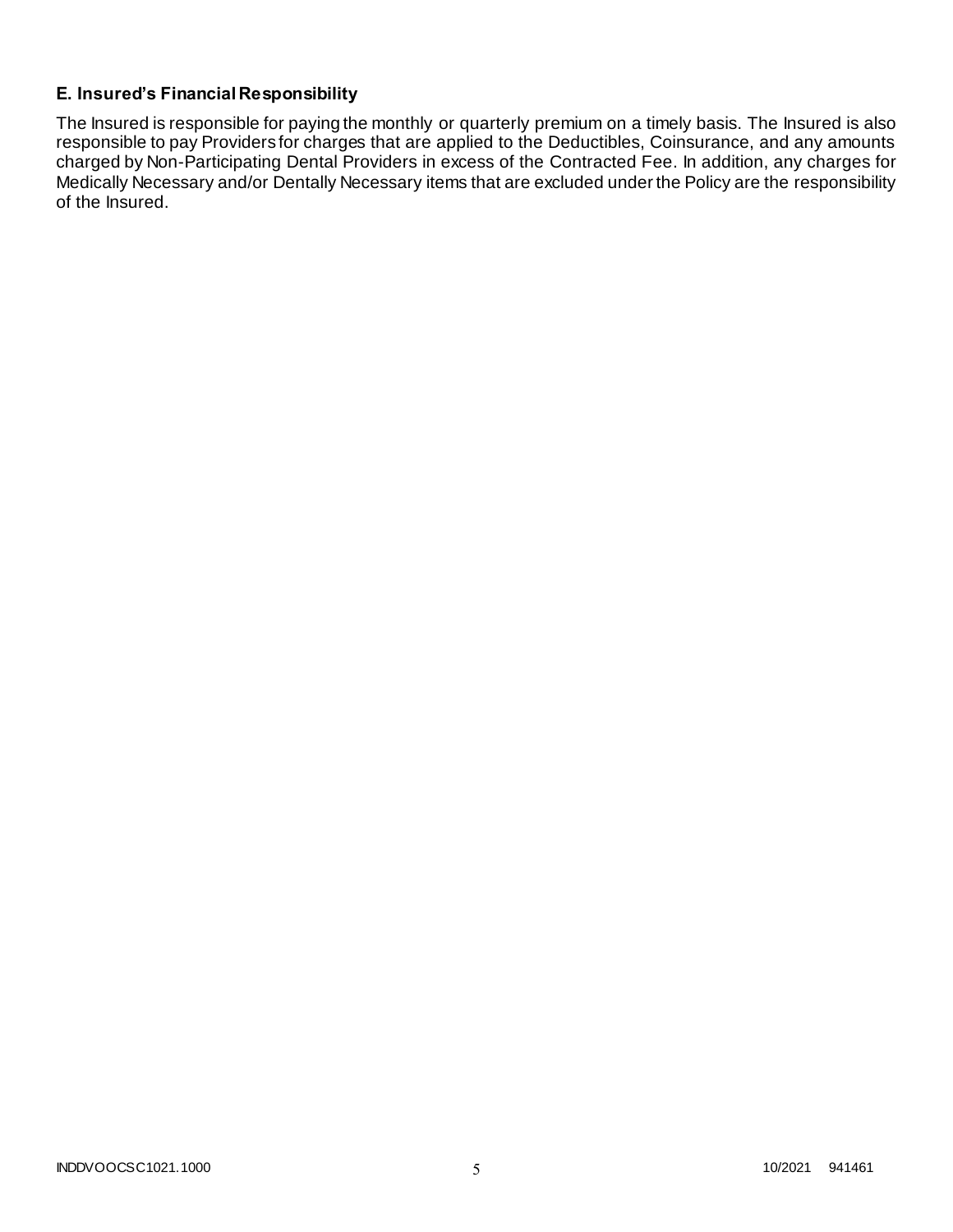### E. Insured's Financial Responsibility

The Insured is responsible for paying the monthly or quarterly premium on a timely basis. The Insured is also responsible to pay Providers for charges that are applied to the Deductibles, Coinsurance, and any amounts charged by Non-Participating Dental Providers in excess of the Contracted Fee. In addition, any charges for Medically Necessary and/or Dentally Necessary items that are excluded under the Policy are the responsibility of the Insured.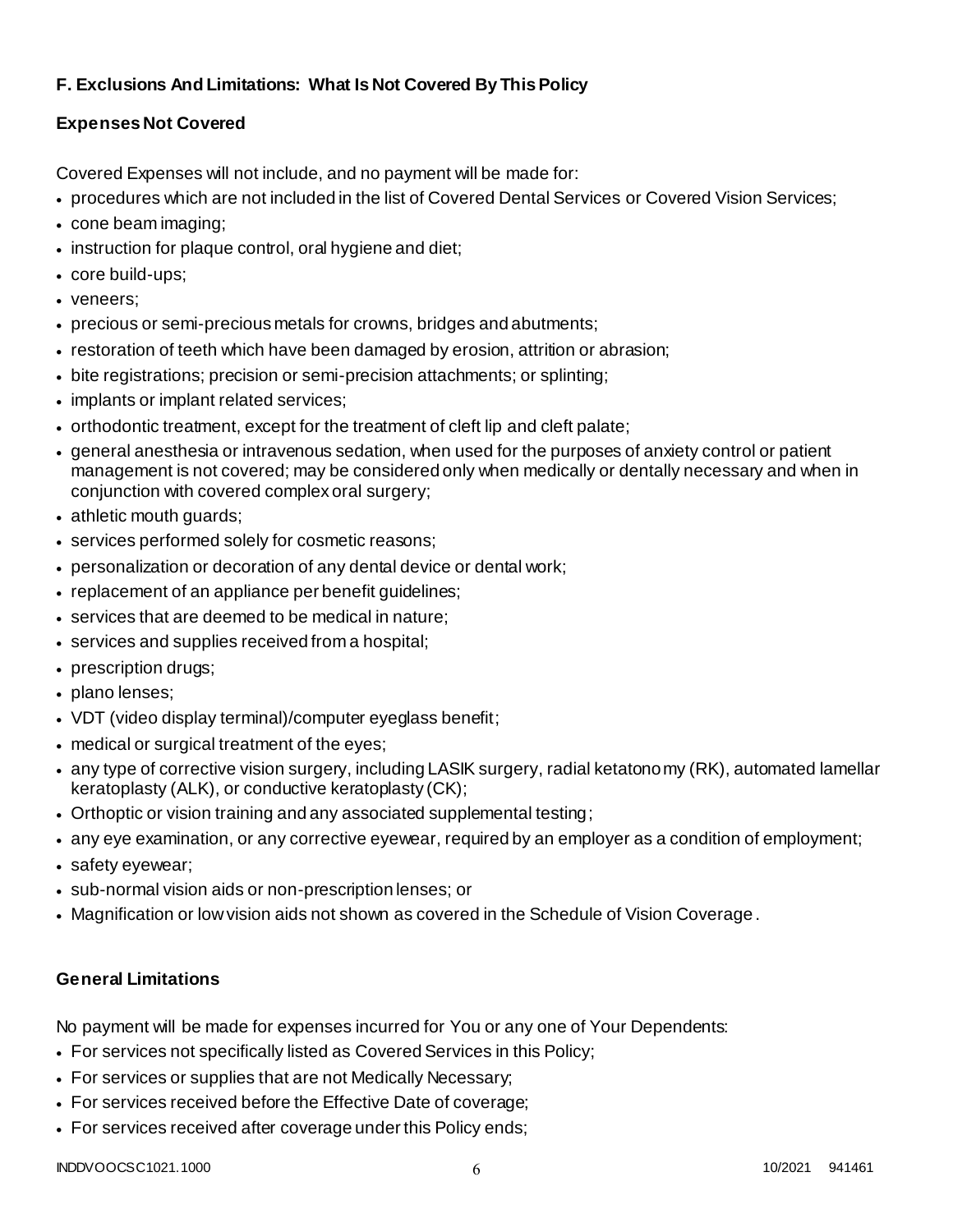### F. Exclusions And Limitations: What Is Not Covered By This Policy

#### Expenses Not Covered

Covered Expenses will not include, and no payment will be made for:

- procedures which are not included in the list of Covered Dental Services or Covered Vision Services;
- cone beam imaging;
- instruction for plaque control, oral hygiene and diet;
- core build-ups;
- veneers;
- precious or semi-precious metals for crowns, bridges and abutments;
- restoration of teeth which have been damaged by erosion, attrition or abrasion;
- bite registrations; precision or semi-precision attachments; or splinting;
- implants or implant related services;
- orthodontic treatment, except for the treatment of cleft lip and cleft palate;
- general anesthesia or intravenous sedation, when used for the purposes of anxiety control or patient management is not covered; may be considered only when medically or dentally necessary and when in conjunction with covered complex oral surgery;
- athletic mouth guards;
- services performed solely for cosmetic reasons;
- personalization or decoration of any dental device or dental work;
- replacement of an appliance per benefit guidelines;
- services that are deemed to be medical in nature;
- services and supplies received from a hospital;
- prescription drugs;
- plano lenses;
- VDT (video display terminal)/computer eyeglass benefit;
- medical or surgical treatment of the eyes;
- any type of corrective vision surgery, including LASIK surgery, radial ketatonomy (RK), automated lamellar keratoplasty (ALK), or conductive keratoplasty (CK);
- Orthoptic or vision training and any associated supplemental testing;
- any eye examination, or any corrective eyewear, required by an employer as a condition of employment;
- safety eyewear;
- sub-normal vision aids or non-prescription lenses; or
- Magnification or low vision aids not shown as covered in the Schedule of Vision Coverage.

#### General Limitations

No payment will be made for expenses incurred for You or any one of Your Dependents:

- For services not specifically listed as Covered Services in this Policy;
- For services or supplies that are not Medically Necessary;
- For services received before the Effective Date of coverage;
- For services received after coverage under this Policy ends;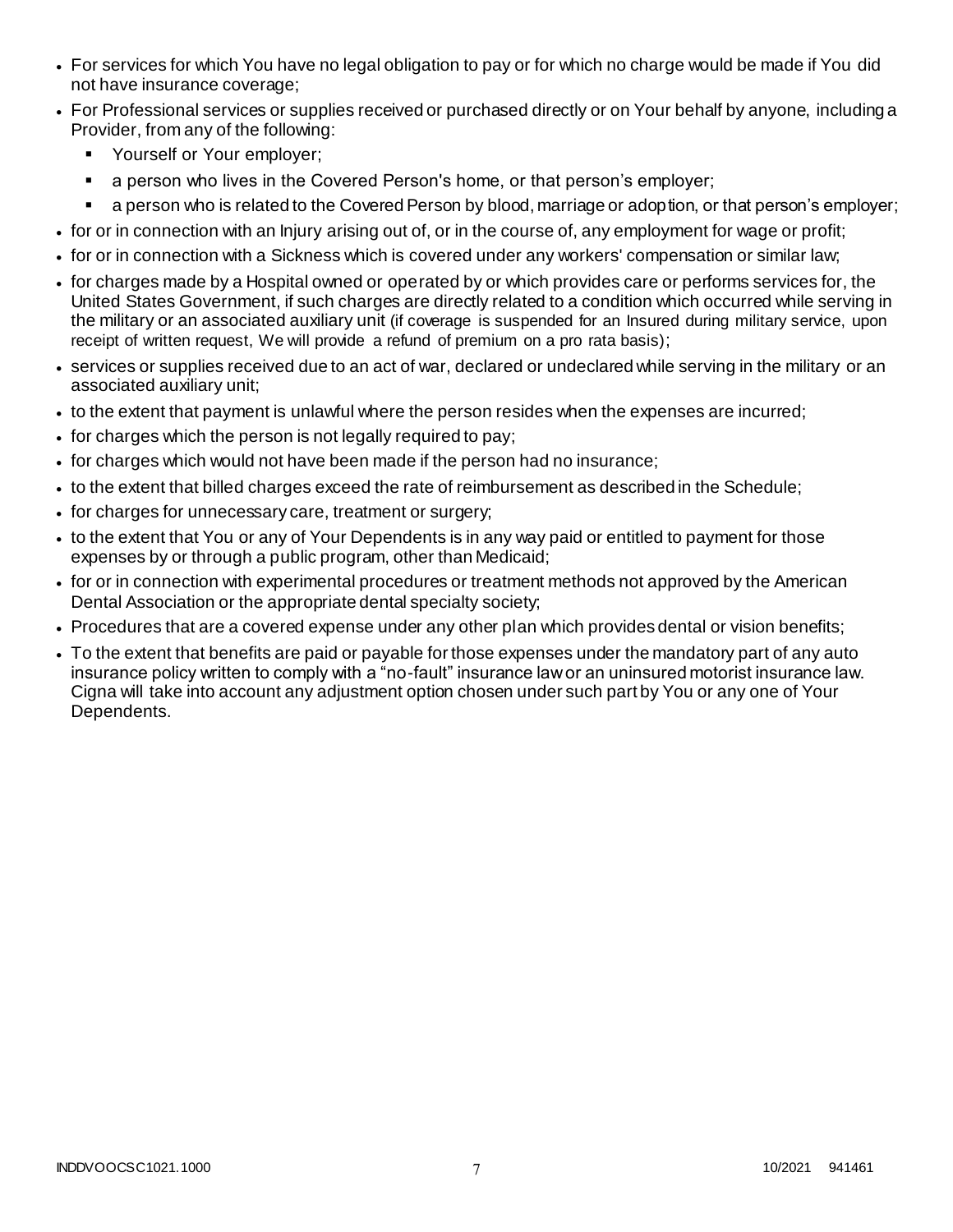- For services for which You have no legal obligation to pay or for which no charge would be made if You did not have insurance coverage;
- For Professional services or supplies received or purchased directly or on Your behalf by anyone, including a Provider, from any of the following:
  - Yourself or Your employer;
  - a person who lives in the Covered Person's home, or that person's employer;
  - a person who is related to the Covered Person by blood, marriage or adoption, or that person's employer;
- for or in connection with an Injury arising out of, or in the course of, any employment for wage or profit;
- for or in connection with a Sickness which is covered under any workers' compensation or similar law;
- for charges made by a Hospital owned or operated by or which provides care or performs services for, the United States Government, if such charges are directly related to a condition which occurred while serving in the military or an associated auxiliary unit (if coverage is suspended for an Insured during military service, upon receipt of written request, We will provide a refund of premium on a pro rata basis);
- services or supplies received due to an act of war, declared or undeclared while serving in the military or an associated auxiliary unit;
- to the extent that payment is unlawful where the person resides when the expenses are incurred;
- for charges which the person is not legally required to pay;
- for charges which would not have been made if the person had no insurance;
- to the extent that billed charges exceed the rate of reimbursement as described in the Schedule;
- for charges for unnecessary care, treatment or surgery;
- to the extent that You or any of Your Dependents is in any way paid or entitled to payment for those expenses by or through a public program, other than Medicaid;
- for or in connection with experimental procedures or treatment methods not approved by the American Dental Association or the appropriate dental specialty society;
- Procedures that are a covered expense under any other plan which provides dental or vision benefits;
- To the extent that benefits are paid or payable for those expenses under the mandatory part of any auto insurance policy written to comply with a "no-fault" insurance law or an uninsured motorist insurance law. Cigna will take into account any adjustment option chosen under such part by You or any one of Your Dependents.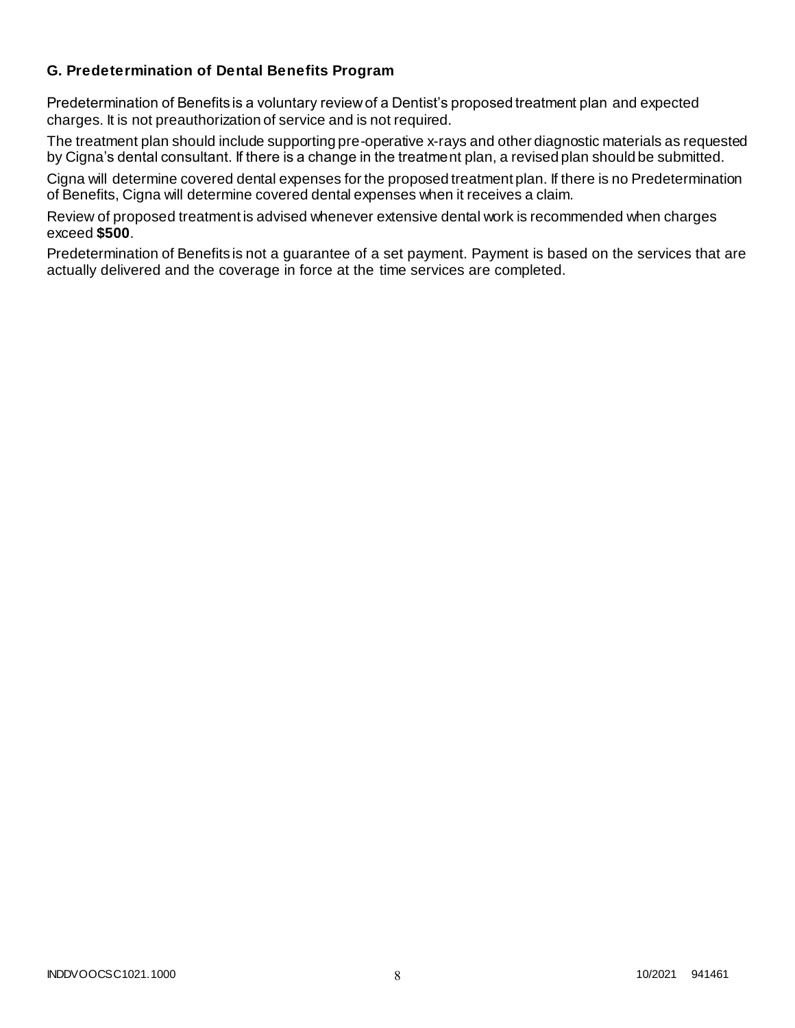### G. Predetermination of Dental Benefits Program

Predetermination of Benefits is a voluntary review of a Dentist's proposed treatment plan and expected charges. It is not preauthorization of service and is not required.

The treatment plan should include supporting pre-operative x-rays and other diagnostic materials as requested by Cigna's dental consultant. If there is a change in the treatment plan, a revised plan should be submitted.

Cigna will determine covered dental expenses for the proposed treatment plan. If there is no Predetermination of Benefits, Cigna will determine covered dental expenses when it receives a claim.

Review of proposed treatment is advised whenever extensive dental work is recommended when charges exceed **$500**.

Predetermination of Benefits is not a guarantee of a set payment. Payment is based on the services that are actually delivered and the coverage in force at the time services are completed.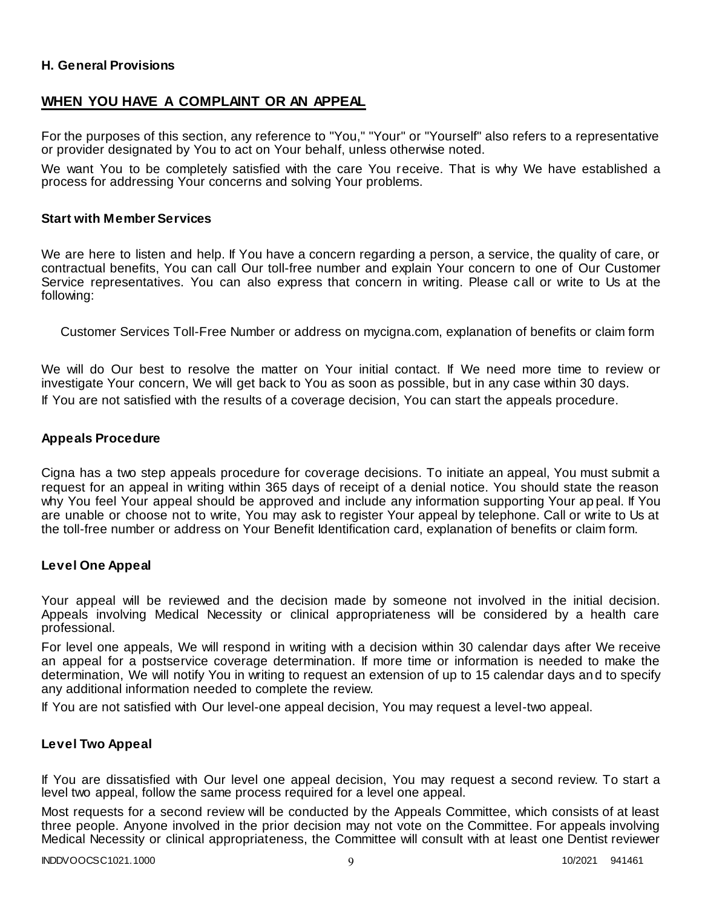### H. General Provisions

## WHEN YOU HAVE A COMPLAINT OR AN APPEAL

For the purposes of this section, any reference to "You," "Your" or "Yourself" also refers to a representative or provider designated by You to act on Your behalf, unless otherwise noted.

We want You to be completely satisfied with the care You receive. That is why We have established a process for addressing Your concerns and solving Your problems.

### Start with Member Services

We are here to listen and help. If You have a concern regarding a person, a service, the quality of care, or contractual benefits, You can call Our toll-free number and explain Your concern to one of Our Customer Service representatives. You can also express that concern in writing. Please call or write to Us at the following:

Customer Services Toll-Free Number or address on mycigna.com, explanation of benefits or claim form

We will do Our best to resolve the matter on Your initial contact. If We need more time to review or investigate Your concern, We will get back to You as soon as possible, but in any case within 30 days.

If You are not satisfied with the results of a coverage decision, You can start the appeals procedure.

### Appeals Procedure

Cigna has a two step appeals procedure for coverage decisions. To initiate an appeal, You must submit a request for an appeal in writing within 365 days of receipt of a denial notice. You should state the reason why You feel Your appeal should be approved and include any information supporting Your appeal. If You are unable or choose not to write, You may ask to register Your appeal by telephone. Call or write to Us at the toll-free number or address on Your Benefit Identification card, explanation of benefits or claim form.

### Level One Appeal

Your appeal will be reviewed and the decision made by someone not involved in the initial decision. Appeals involving Medical Necessity or clinical appropriateness will be considered by a health care professional.

For level one appeals, We will respond in writing with a decision within 30 calendar days after We receive an appeal for a postservice coverage determination. If more time or information is needed to make the determination, We will notify You in writing to request an extension of up to 15 calendar days and to specify any additional information needed to complete the review.

If You are not satisfied with Our level-one appeal decision, You may request a level-two appeal.

### Level Two Appeal

If You are dissatisfied with Our level one appeal decision, You may request a second review. To start a level two appeal, follow the same process required for a level one appeal.

Most requests for a second review will be conducted by the Appeals Committee, which consists of at least three people. Anyone involved in the prior decision may not vote on the Committee. For appeals involving Medical Necessity or clinical appropriateness, the Committee will consult with at least one Dentist reviewer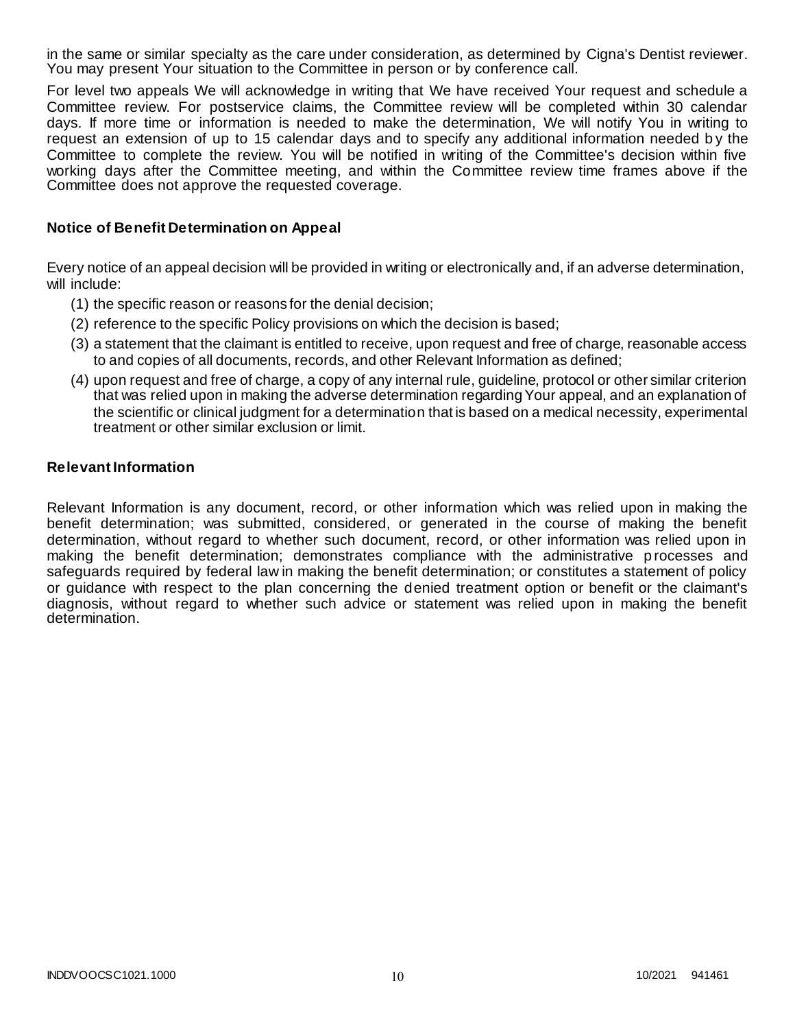in the same or similar specialty as the care under consideration, as determined by Cigna's Dentist reviewer. You may present Your situation to the Committee in person or by conference call.

For level two appeals We will acknowledge in writing that We have received Your request and schedule a Committee review. For postservice claims, the Committee review will be completed within 30 calendar days. If more time or information is needed to make the determination, We will notify You in writing to request an extension of up to 15 calendar days and to specify any additional information needed by the Committee to complete the review. You will be notified in writing of the Committee's decision within five working days after the Committee meeting, and within the Committee review time frames above if the Committee does not approve the requested coverage.

### Notice of Benefit Determination on Appeal

Every notice of an appeal decision will be provided in writing or electronically and, if an adverse determination, will include:

(1) the specific reason or reasons for the denial decision;

(2) reference to the specific Policy provisions on which the decision is based;

(3) a statement that the claimant is entitled to receive, upon request and free of charge, reasonable access to and copies of all documents, records, and other Relevant Information as defined;

(4) upon request and free of charge, a copy of any internal rule, guideline, protocol or other similar criterion that was relied upon in making the adverse determination regarding Your appeal, and an explanation of the scientific or clinical judgment for a determination that is based on a medical necessity, experimental treatment or other similar exclusion or limit.

### Relevant Information

Relevant Information is any document, record, or other information which was relied upon in making the benefit determination; was submitted, considered, or generated in the course of making the benefit determination, without regard to whether such document, record, or other information was relied upon in making the benefit determination; demonstrates compliance with the administrative processes and safeguards required by federal law in making the benefit determination; or constitutes a statement of policy or guidance with respect to the plan concerning the denied treatment option or benefit or the claimant's diagnosis, without regard to whether such advice or statement was relied upon in making the benefit determination.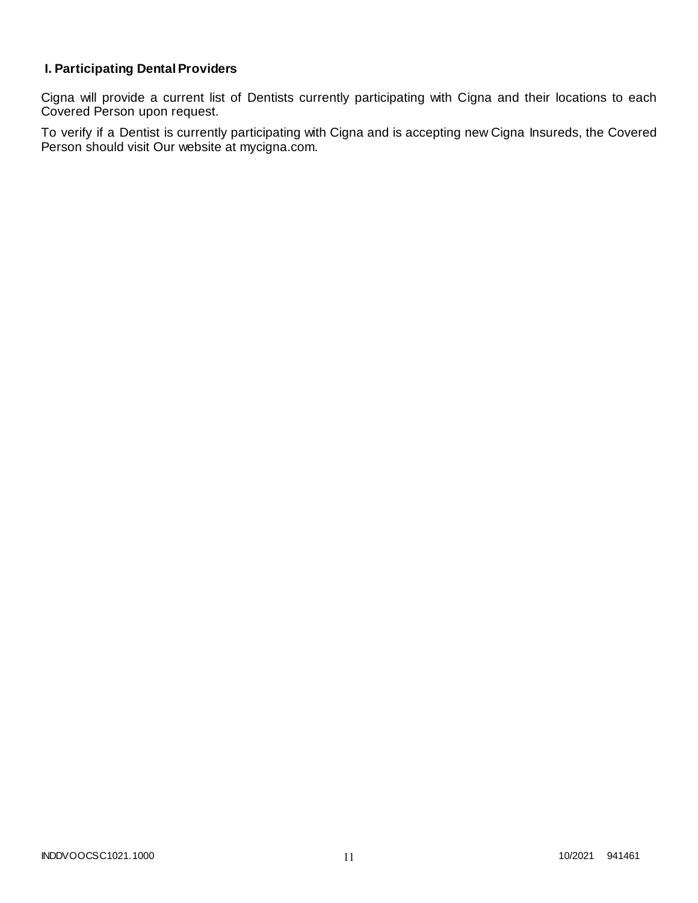### I. Participating Dental Providers

Cigna will provide a current list of Dentists currently participating with Cigna and their locations to each Covered Person upon request.

To verify if a Dentist is currently participating with Cigna and is accepting new Cigna Insureds, the Covered Person should visit Our website at mycigna.com.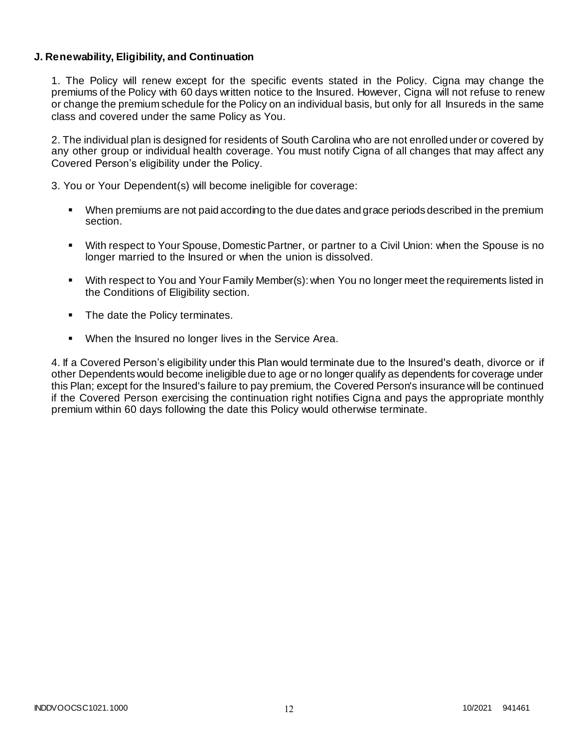**J. Renewability, Eligibility, and Continuation**

1. The Policy will renew except for the specific events stated in the Policy. Cigna may change the premiums of the Policy with 60 days written notice to the Insured. However, Cigna will not refuse to renew or change the premium schedule for the Policy on an individual basis, but only for all Insureds in the same class and covered under the same Policy as You.

2. The individual plan is designed for residents of South Carolina who are not enrolled under or covered by any other group or individual health coverage. You must notify Cigna of all changes that may affect any Covered Person's eligibility under the Policy.

3. You or Your Dependent(s) will become ineligible for coverage:

- When premiums are not paid according to the due dates and grace periods described in the premium section.
- With respect to Your Spouse, Domestic Partner, or partner to a Civil Union: when the Spouse is no longer married to the Insured or when the union is dissolved.
- With respect to You and Your Family Member(s): when You no longer meet the requirements listed in the Conditions of Eligibility section.
- The date the Policy terminates.
- When the Insured no longer lives in the Service Area.

4. If a Covered Person's eligibility under this Plan would terminate due to the Insured's death, divorce or if other Dependents would become ineligible due to age or no longer qualify as dependents for coverage under this Plan; except for the Insured's failure to pay premium, the Covered Person's insurance will be continued if the Covered Person exercising the continuation right notifies Cigna and pays the appropriate monthly premium within 60 days following the date this Policy would otherwise terminate.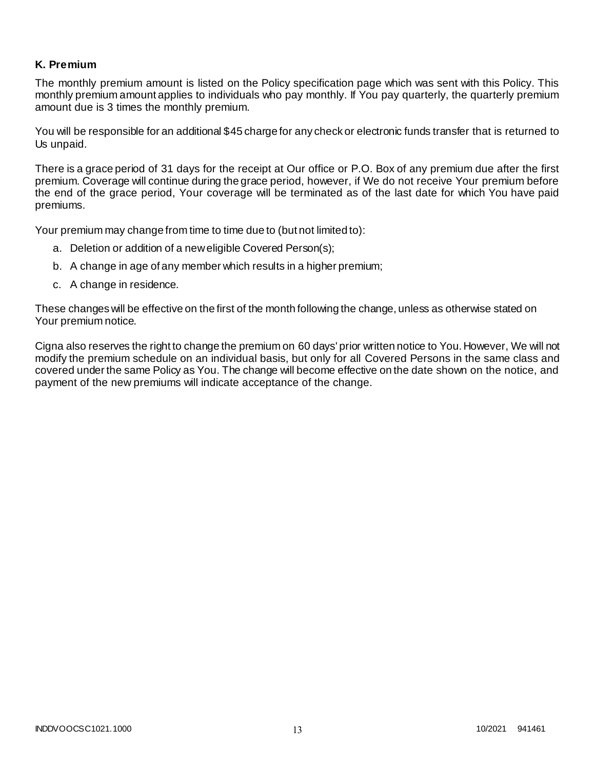**K. Premium**

The monthly premium amount is listed on the Policy specification page which was sent with this Policy. This monthly premium amount applies to individuals who pay monthly. If You pay quarterly, the quarterly premium amount due is 3 times the monthly premium.

You will be responsible for an additional $45 charge for any check or electronic funds transfer that is returned to Us unpaid.

There is a grace period of 31 days for the receipt at Our office or P.O. Box of any premium due after the first premium. Coverage will continue during the grace period, however, if We do not receive Your premium before the end of the grace period, Your coverage will be terminated as of the last date for which You have paid premiums.

Your premium may change from time to time due to (but not limited to):

a. Deletion or addition of a new eligible Covered Person(s);
b. A change in age of any member which results in a higher premium;
c. A change in residence.

These changes will be effective on the first of the month following the change, unless as otherwise stated on Your premium notice.

Cigna also reserves the right to change the premium on 60 days' prior written notice to You. However, We will not modify the premium schedule on an individual basis, but only for all Covered Persons in the same class and covered under the same Policy as You. The change will become effective on the date shown on the notice, and payment of the new premiums will indicate acceptance of the change.